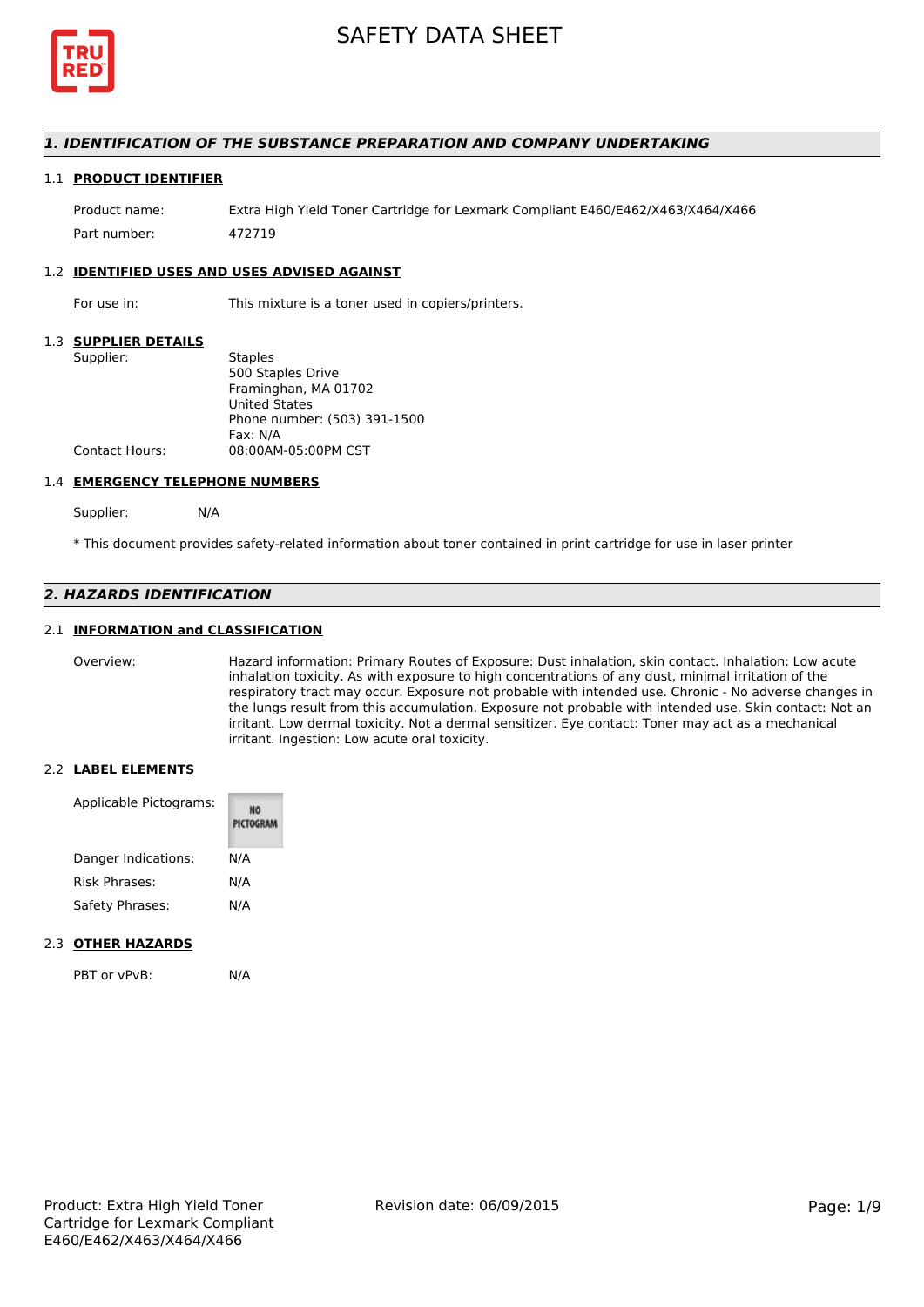# SAFETY DATA SHEET

## 1. IDENTIFICATION OF THE SUBSTANCE PREPARATION AND COMPANY UNDERTAKING

### 1.1 PRODUCT IDENTIFIER

Product name: Extra High Yield Toner Cartridge for Lexmark Compliant E460/E462/X463/X464/X466

Part number: 472719

### 1.2 IDENTIFIED USES AND USES ADVISED AGAINST

For use in: This mixture is a toner used in copiers/printers.

### 1.3 SUPPLIER DETAILS

Supplier: Staples
500 Staples Drive
Framinghan, MA 01702
United States
Phone number: (503) 391-1500
Fax: N/A

Contact Hours: 08:00AM-05:00PM CST

### 1.4 EMERGENCY TELEPHONE NUMBERS

Supplier: N/A

* This document provides safety-related information about toner contained in print cartridge for use in laser printer

## 2. HAZARDS IDENTIFICATION

### 2.1 INFORMATION and CLASSIFICATION

Overview: Hazard information: Primary Routes of Exposure: Dust inhalation, skin contact. Inhalation: Low acute inhalation toxicity. As with exposure to high concentrations of any dust, minimal irritation of the respiratory tract may occur. Exposure not probable with intended use. Chronic - No adverse changes in the lungs result from this accumulation. Exposure not probable with intended use. Skin contact: Not an irritant. Low dermal toxicity. Not a dermal sensitizer. Eye contact: Toner may act as a mechanical irritant. Ingestion: Low acute oral toxicity.

### 2.2 LABEL ELEMENTS

Applicable Pictograms: NO PICTOGRAM

Danger Indications: N/A

Risk Phrases: N/A

Safety Phrases: N/A

### 2.3 OTHER HAZARDS

PBT or vPvB: N/A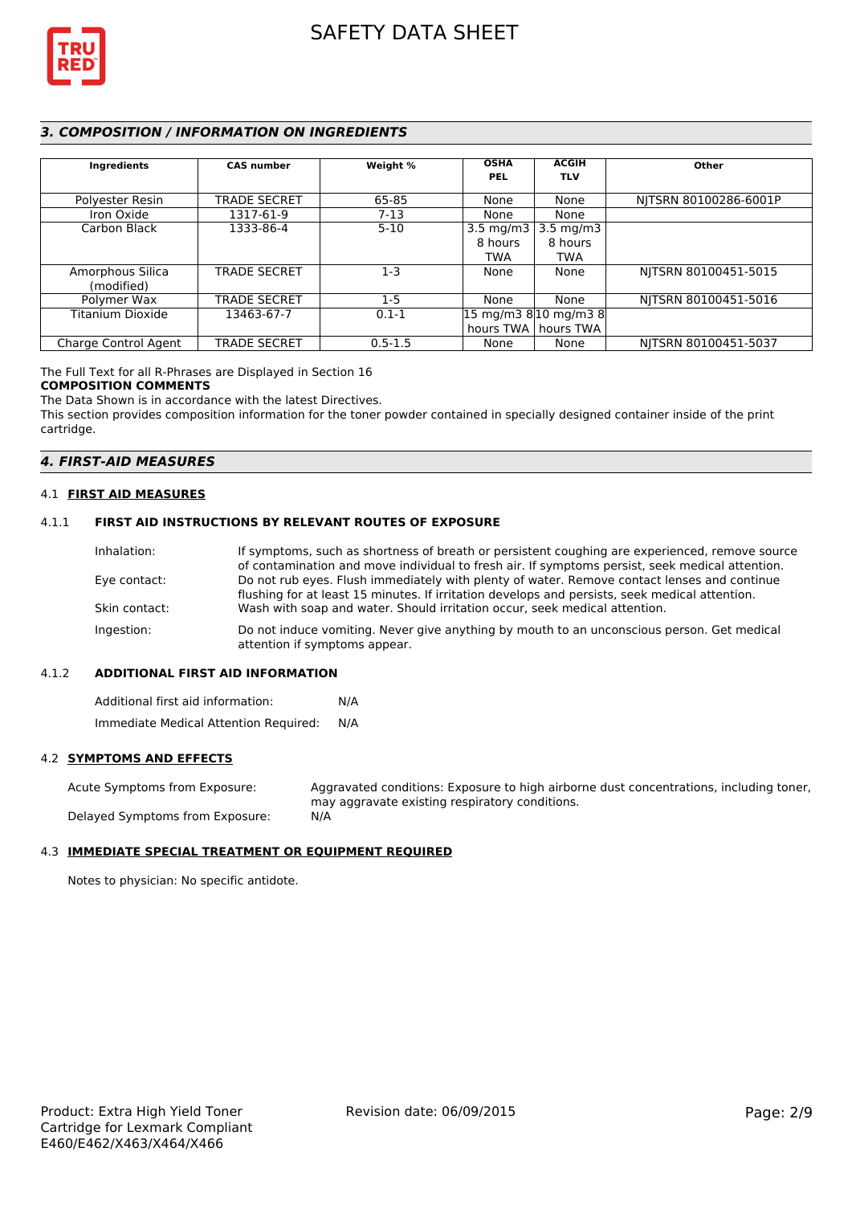## 3. COMPOSITION / INFORMATION ON INGREDIENTS

| Ingredients | CAS number | Weight % | OSHA PEL | ACGIH TLV | Other |
|---|---|---|---|---|---|
| Polyester Resin | TRADE SECRET | 65-85 | None | None | NJTSRN 80100286-6001P |
| Iron Oxide | 1317-61-9 | 7-13 | None | None | |
| Carbon Black | 1333-86-4 | 5-10 | 3.5 mg/m3 8 hours TWA | 3.5 mg/m3 8 hours TWA | |
| Amorphous Silica (modified) | TRADE SECRET | 1-3 | None | None | NJTSRN 80100451-5015 |
| Polymer Wax | TRADE SECRET | 1-5 | None | None | NJTSRN 80100451-5016 |
| Titanium Dioxide | 13463-67-7 | 0.1-1 | 15 mg/m3 8 hours TWA | 10 mg/m3 8 hours TWA | |
| Charge Control Agent | TRADE SECRET | 0.5-1.5 | None | None | NJTSRN 80100451-5037 |

The Full Text for all R-Phrases are Displayed in Section 16

**COMPOSITION COMMENTS**

The Data Shown is in accordance with the latest Directives.

This section provides composition information for the toner powder contained in specially designed container inside of the print cartridge.

## 4. FIRST-AID MEASURES

### 4.1 FIRST AID MEASURES

#### 4.1.1 FIRST AID INSTRUCTIONS BY RELEVANT ROUTES OF EXPOSURE

Inhalation: If symptoms, such as shortness of breath or persistent coughing are experienced, remove source of contamination and move individual to fresh air. If symptoms persist, seek medical attention.

Eye contact: Do not rub eyes. Flush immediately with plenty of water. Remove contact lenses and continue flushing for at least 15 minutes. If irritation develops and persists, seek medical attention.

Skin contact: Wash with soap and water. Should irritation occur, seek medical attention.

Ingestion: Do not induce vomiting. Never give anything by mouth to an unconscious person. Get medical attention if symptoms appear.

#### 4.1.2 ADDITIONAL FIRST AID INFORMATION

Additional first aid information: N/A

Immediate Medical Attention Required: N/A

### 4.2 SYMPTOMS AND EFFECTS

Acute Symptoms from Exposure: Aggravated conditions: Exposure to high airborne dust concentrations, including toner, may aggravate existing respiratory conditions.

Delayed Symptoms from Exposure: N/A

### 4.3 IMMEDIATE SPECIAL TREATMENT OR EQUIPMENT REQUIRED

Notes to physician: No specific antidote.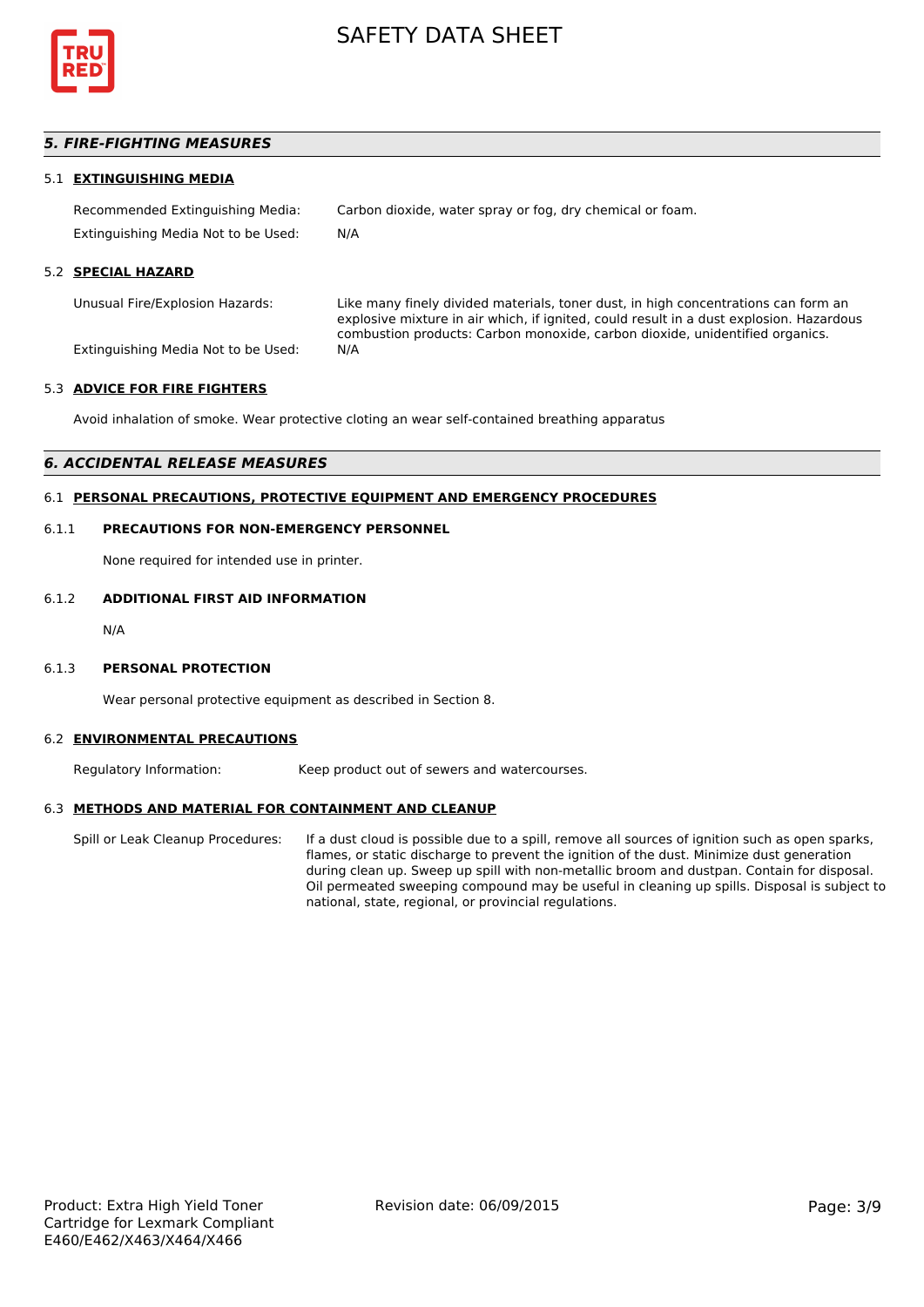## *5. FIRE-FIGHTING MEASURES*

### 5.1 EXTINGUISHING MEDIA

| | |
|---|---|
| Recommended Extinguishing Media: | Carbon dioxide, water spray or fog, dry chemical or foam. |
| Extinguishing Media Not to be Used: | N/A |

### 5.2 SPECIAL HAZARD

| | |
|---|---|
| Unusual Fire/Explosion Hazards: | Like many finely divided materials, toner dust, in high concentrations can form an explosive mixture in air which, if ignited, could result in a dust explosion. Hazardous combustion products: Carbon monoxide, carbon dioxide, unidentified organics. |
| Extinguishing Media Not to be Used: | N/A |

### 5.3 ADVICE FOR FIRE FIGHTERS

Avoid inhalation of smoke. Wear protective cloting an wear self-contained breathing apparatus

## *6. ACCIDENTAL RELEASE MEASURES*

### 6.1 PERSONAL PRECAUTIONS, PROTECTIVE EQUIPMENT AND EMERGENCY PROCEDURES

#### 6.1.1 PRECAUTIONS FOR NON-EMERGENCY PERSONNEL

None required for intended use in printer.

#### 6.1.2 ADDITIONAL FIRST AID INFORMATION

N/A

#### 6.1.3 PERSONAL PROTECTION

Wear personal protective equipment as described in Section 8.

### 6.2 ENVIRONMENTAL PRECAUTIONS

| | |
|---|---|
| Regulatory Information: | Keep product out of sewers and watercourses. |

### 6.3 METHODS AND MATERIAL FOR CONTAINMENT AND CLEANUP

| | |
|---|---|
| Spill or Leak Cleanup Procedures: | If a dust cloud is possible due to a spill, remove all sources of ignition such as open sparks, flames, or static discharge to prevent the ignition of the dust. Minimize dust generation during clean up. Sweep up spill with non-metallic broom and dustpan. Contain for disposal. Oil permeated sweeping compound may be useful in cleaning up spills. Disposal is subject to national, state, regional, or provincial regulations. |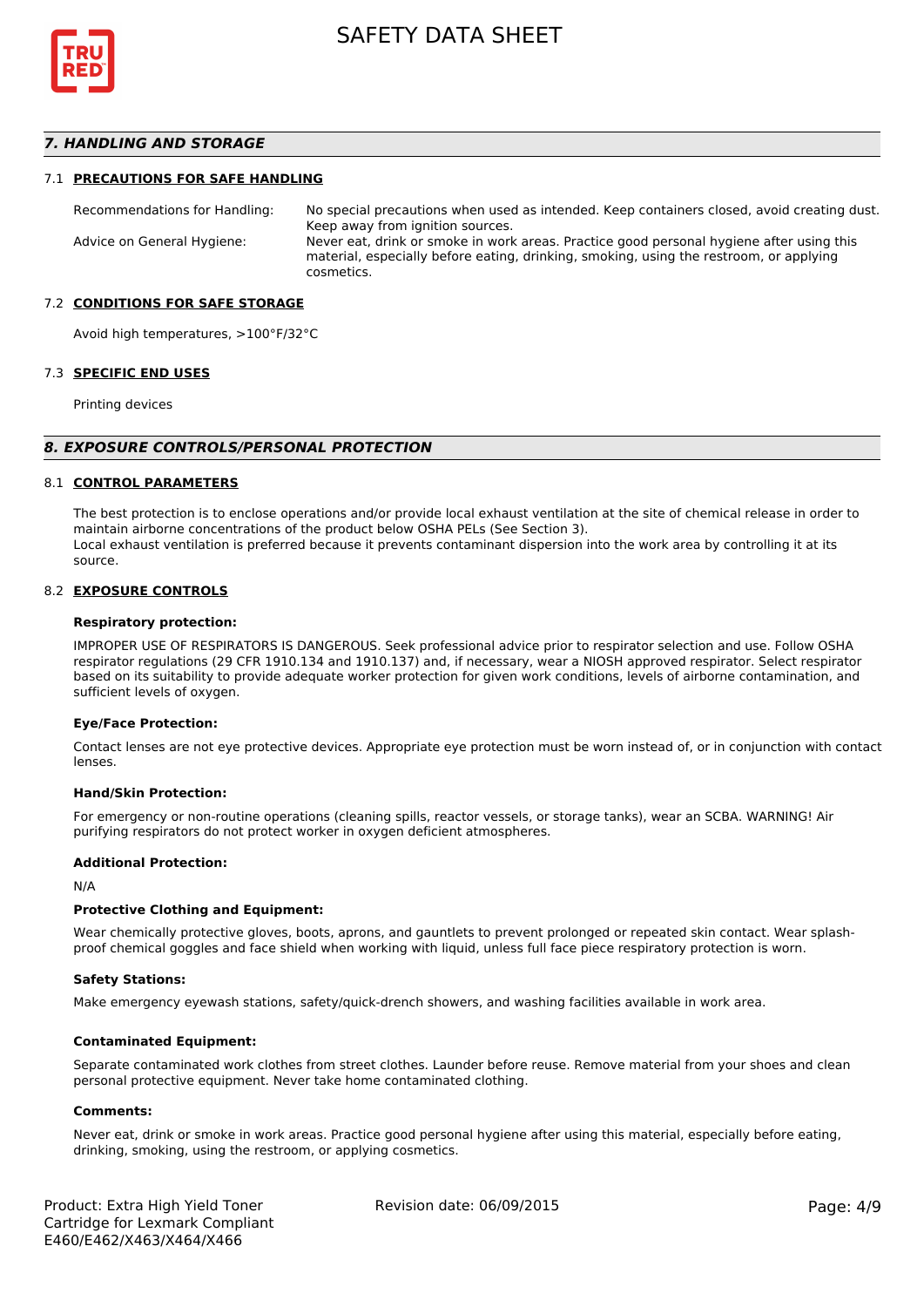## 7. HANDLING AND STORAGE

### 7.1 PRECAUTIONS FOR SAFE HANDLING

| | |
|---|---|
| Recommendations for Handling: | No special precautions when used as intended. Keep containers closed, avoid creating dust. Keep away from ignition sources. |
| Advice on General Hygiene: | Never eat, drink or smoke in work areas. Practice good personal hygiene after using this material, especially before eating, drinking, smoking, using the restroom, or applying cosmetics. |

### 7.2 CONDITIONS FOR SAFE STORAGE

Avoid high temperatures, >100°F/32°C

### 7.3 SPECIFIC END USES

Printing devices

## 8. EXPOSURE CONTROLS/PERSONAL PROTECTION

### 8.1 CONTROL PARAMETERS

The best protection is to enclose operations and/or provide local exhaust ventilation at the site of chemical release in order to maintain airborne concentrations of the product below OSHA PELs (See Section 3).
Local exhaust ventilation is preferred because it prevents contaminant dispersion into the work area by controlling it at its source.

### 8.2 EXPOSURE CONTROLS

**Respiratory protection:**

IMPROPER USE OF RESPIRATORS IS DANGEROUS. Seek professional advice prior to respirator selection and use. Follow OSHA respirator regulations (29 CFR 1910.134 and 1910.137) and, if necessary, wear a NIOSH approved respirator. Select respirator based on its suitability to provide adequate worker protection for given work conditions, levels of airborne contamination, and sufficient levels of oxygen.

**Eye/Face Protection:**

Contact lenses are not eye protective devices. Appropriate eye protection must be worn instead of, or in conjunction with contact lenses.

**Hand/Skin Protection:**

For emergency or non-routine operations (cleaning spills, reactor vessels, or storage tanks), wear an SCBA. WARNING! Air purifying respirators do not protect worker in oxygen deficient atmospheres.

**Additional Protection:**

N/A

**Protective Clothing and Equipment:**

Wear chemically protective gloves, boots, aprons, and gauntlets to prevent prolonged or repeated skin contact. Wear splash-proof chemical goggles and face shield when working with liquid, unless full face piece respiratory protection is worn.

**Safety Stations:**

Make emergency eyewash stations, safety/quick-drench showers, and washing facilities available in work area.

**Contaminated Equipment:**

Separate contaminated work clothes from street clothes. Launder before reuse. Remove material from your shoes and clean personal protective equipment. Never take home contaminated clothing.

**Comments:**

Never eat, drink or smoke in work areas. Practice good personal hygiene after using this material, especially before eating, drinking, smoking, using the restroom, or applying cosmetics.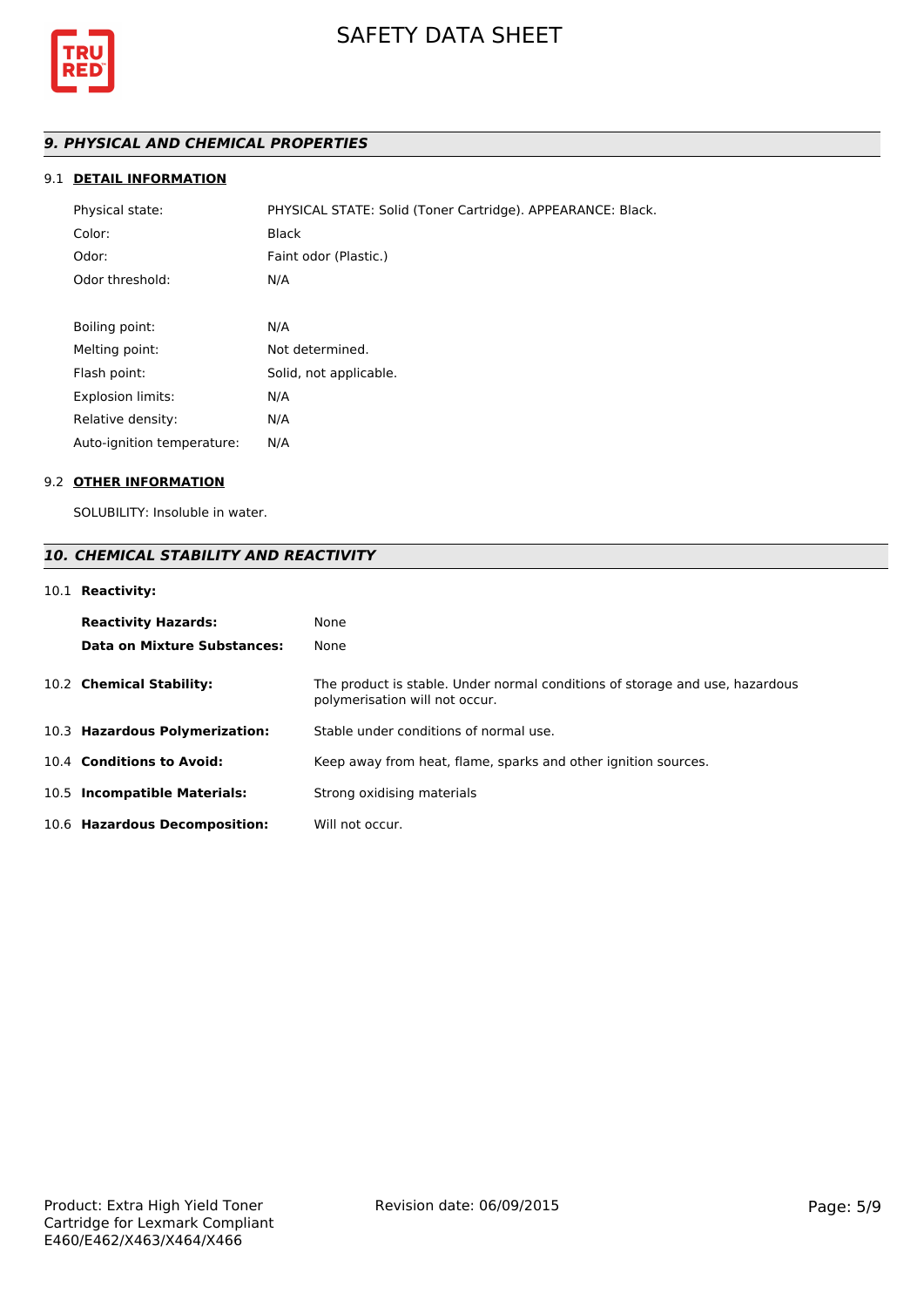## *9. PHYSICAL AND CHEMICAL PROPERTIES*

### 9.1 DETAIL INFORMATION

| | |
|---|---|
| Physical state: | PHYSICAL STATE: Solid (Toner Cartridge). APPEARANCE: Black. |
| Color: | Black |
| Odor: | Faint odor (Plastic.) |
| Odor threshold: | N/A |
| Boiling point: | N/A |
| Melting point: | Not determined. |
| Flash point: | Solid, not applicable. |
| Explosion limits: | N/A |
| Relative density: | N/A |
| Auto-ignition temperature: | N/A |

### 9.2 OTHER INFORMATION

SOLUBILITY: Insoluble in water.

## *10. CHEMICAL STABILITY AND REACTIVITY*

10.1 **Reactivity:**

| | |
|---|---|
| **Reactivity Hazards:** | None |
| **Data on Mixture Substances:** | None |

| | |
|---|---|
| 10.2 **Chemical Stability:** | The product is stable. Under normal conditions of storage and use, hazardous polymerisation will not occur. |
| 10.3 **Hazardous Polymerization:** | Stable under conditions of normal use. |
| 10.4 **Conditions to Avoid:** | Keep away from heat, flame, sparks and other ignition sources. |
| 10.5 **Incompatible Materials:** | Strong oxidising materials |
| 10.6 **Hazardous Decomposition:** | Will not occur. |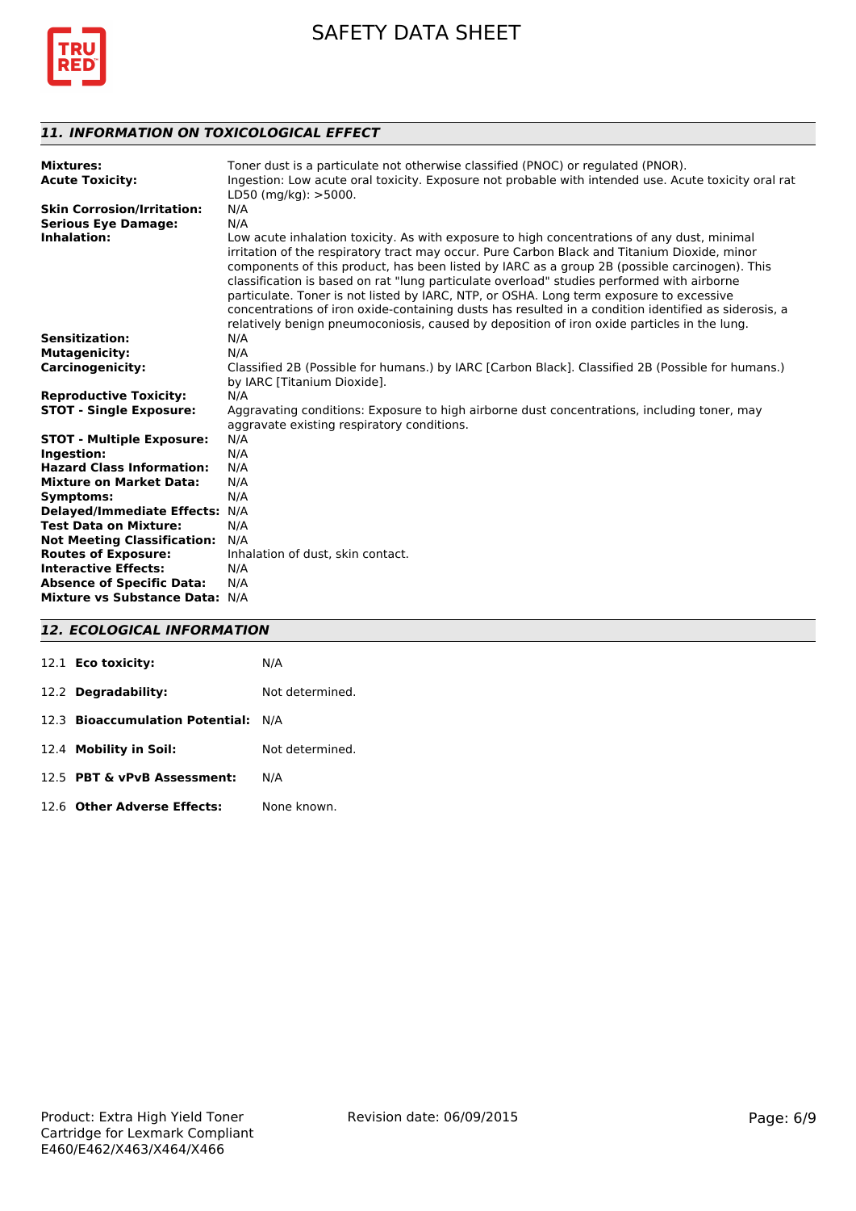## *11. INFORMATION ON TOXICOLOGICAL EFFECT*

| | |
|---|---|
| **Mixtures:** | Toner dust is a particulate not otherwise classified (PNOC) or regulated (PNOR). |
| **Acute Toxicity:** | Ingestion: Low acute oral toxicity. Exposure not probable with intended use. Acute toxicity oral rat LD50 (mg/kg): >5000. |
| **Skin Corrosion/Irritation:** | N/A |
| **Serious Eye Damage:** | N/A |
| **Inhalation:** | Low acute inhalation toxicity. As with exposure to high concentrations of any dust, minimal irritation of the respiratory tract may occur. Pure Carbon Black and Titanium Dioxide, minor components of this product, has been listed by IARC as a group 2B (possible carcinogen). This classification is based on rat "lung particulate overload" studies performed with airborne particulate. Toner is not listed by IARC, NTP, or OSHA. Long term exposure to excessive concentrations of iron oxide-containing dusts has resulted in a condition identified as siderosis, a relatively benign pneumoconiosis, caused by deposition of iron oxide particles in the lung. |
| **Sensitization:** | N/A |
| **Mutagenicity:** | N/A |
| **Carcinogenicity:** | Classified 2B (Possible for humans.) by IARC [Carbon Black]. Classified 2B (Possible for humans.) by IARC [Titanium Dioxide]. |
| **Reproductive Toxicity:** | N/A |
| **STOT - Single Exposure:** | Aggravating conditions: Exposure to high airborne dust concentrations, including toner, may aggravate existing respiratory conditions. |
| **STOT - Multiple Exposure:** | N/A |
| **Ingestion:** | N/A |
| **Hazard Class Information:** | N/A |
| **Mixture on Market Data:** | N/A |
| **Symptoms:** | N/A |
| **Delayed/Immediate Effects:** | N/A |
| **Test Data on Mixture:** | N/A |
| **Not Meeting Classification:** | N/A |
| **Routes of Exposure:** | Inhalation of dust, skin contact. |
| **Interactive Effects:** | N/A |
| **Absence of Specific Data:** | N/A |
| **Mixture vs Substance Data:** | N/A |

## *12. ECOLOGICAL INFORMATION*

| | |
|---|---|
| 12.1 **Eco toxicity:** | N/A |
| 12.2 **Degradability:** | Not determined. |
| 12.3 **Bioaccumulation Potential:** | N/A |
| 12.4 **Mobility in Soil:** | Not determined. |
| 12.5 **PBT & vPvB Assessment:** | N/A |
| 12.6 **Other Adverse Effects:** | None known. |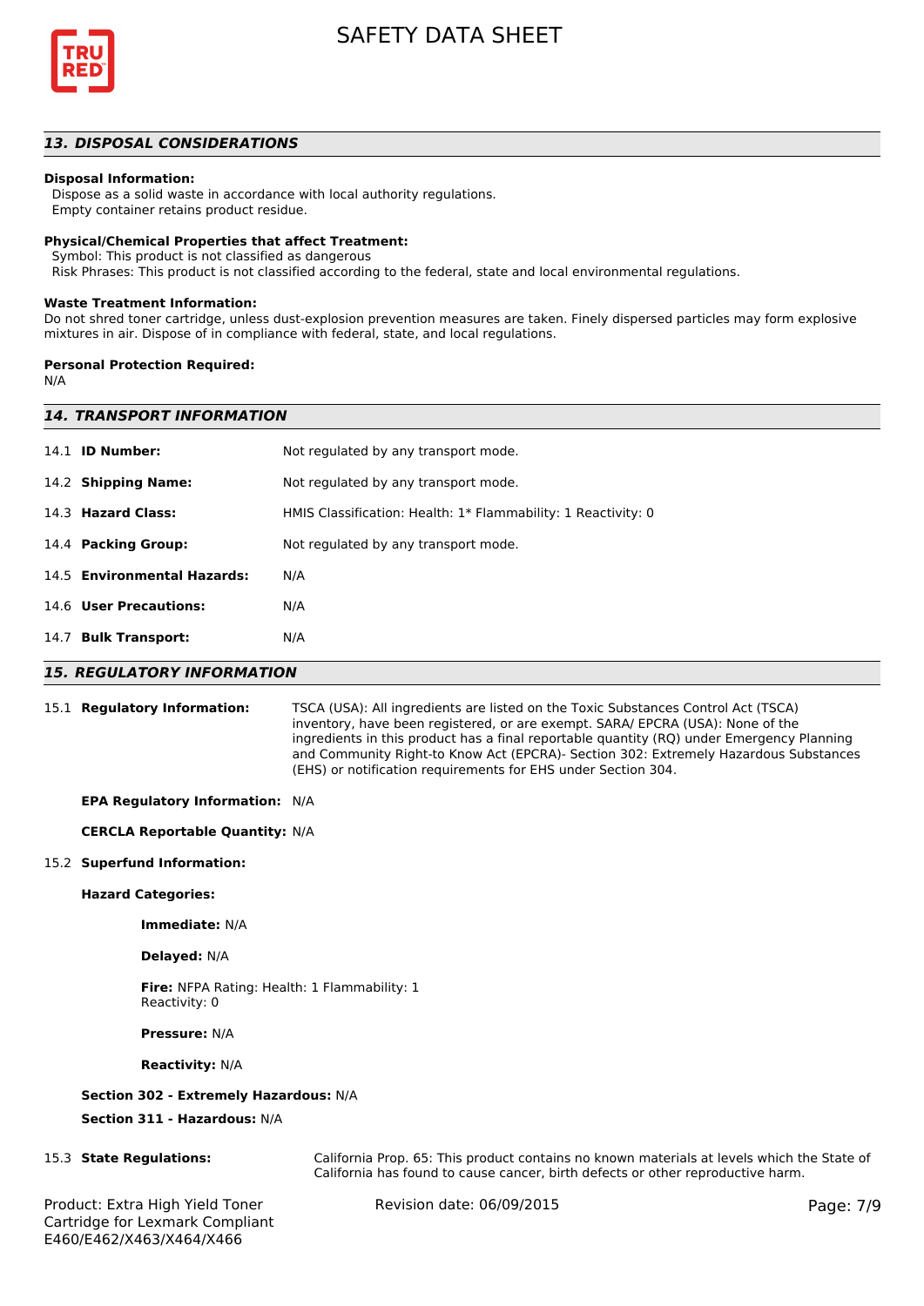## 13. DISPOSAL CONSIDERATIONS

**Disposal Information:**

Dispose as a solid waste in accordance with local authority regulations.
Empty container retains product residue.

**Physical/Chemical Properties that affect Treatment:**

Symbol: This product is not classified as dangerous
Risk Phrases: This product is not classified according to the federal, state and local environmental regulations.

**Waste Treatment Information:**

Do not shred toner cartridge, unless dust-explosion prevention measures are taken. Finely dispersed particles may form explosive mixtures in air. Dispose of in compliance with federal, state, and local regulations.

**Personal Protection Required:**

N/A

## 14. TRANSPORT INFORMATION

| | |
|---|---|
| 14.1 **ID Number:** | Not regulated by any transport mode. |
| 14.2 **Shipping Name:** | Not regulated by any transport mode. |
| 14.3 **Hazard Class:** | HMIS Classification: Health: 1* Flammability: 1 Reactivity: 0 |
| 14.4 **Packing Group:** | Not regulated by any transport mode. |
| 14.5 **Environmental Hazards:** | N/A |
| 14.6 **User Precautions:** | N/A |
| 14.7 **Bulk Transport:** | N/A |

## 15. REGULATORY INFORMATION

15.1 **Regulatory Information:** TSCA (USA): All ingredients are listed on the Toxic Substances Control Act (TSCA) inventory, have been registered, or are exempt. SARA/ EPCRA (USA): None of the ingredients in this product has a final reportable quantity (RQ) under Emergency Planning and Community Right-to Know Act (EPCRA)- Section 302: Extremely Hazardous Substances (EHS) or notification requirements for EHS under Section 304.

**EPA Regulatory Information:** N/A

**CERCLA Reportable Quantity:** N/A

15.2 **Superfund Information:**

**Hazard Categories:**

**Immediate:** N/A

**Delayed:** N/A

**Fire:** NFPA Rating: Health: 1 Flammability: 1 Reactivity: 0

**Pressure:** N/A

**Reactivity:** N/A

**Section 302 - Extremely Hazardous:** N/A

**Section 311 - Hazardous:** N/A

15.3 **State Regulations:** California Prop. 65: This product contains no known materials at levels which the State of California has found to cause cancer, birth defects or other reproductive harm.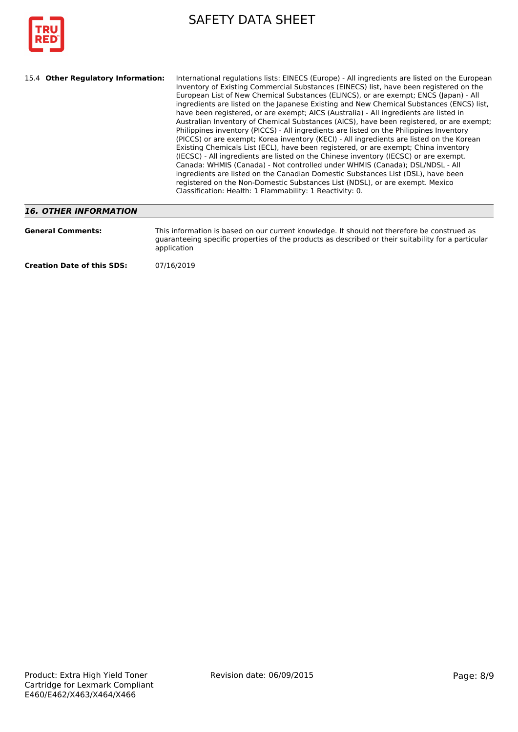**15.4 Other Regulatory Information:** International regulations lists: EINECS (Europe) - All ingredients are listed on the European Inventory of Existing Commercial Substances (EINECS) list, have been registered on the European List of New Chemical Substances (ELINCS), or are exempt; ENCS (Japan) - All ingredients are listed on the Japanese Existing and New Chemical Substances (ENCS) list, have been registered, or are exempt; AICS (Australia) - All ingredients are listed in Australian Inventory of Chemical Substances (AICS), have been registered, or are exempt; Philippines inventory (PICCS) - All ingredients are listed on the Philippines Inventory (PICCS) or are exempt; Korea inventory (KECI) - All ingredients are listed on the Korean Existing Chemicals List (ECL), have been registered, or are exempt; China inventory (IECSC) - All ingredients are listed on the Chinese inventory (IECSC) or are exempt. Canada: WHMIS (Canada) - Not controlled under WHMIS (Canada); DSL/NDSL - All ingredients are listed on the Canadian Domestic Substances List (DSL), have been registered on the Non-Domestic Substances List (NDSL), or are exempt. Mexico Classification: Health: 1 Flammability: 1 Reactivity: 0.

## *16. OTHER INFORMATION*

**General Comments:** This information is based on our current knowledge. It should not therefore be construed as guaranteeing specific properties of the products as described or their suitability for a particular application

**Creation Date of this SDS:** 07/16/2019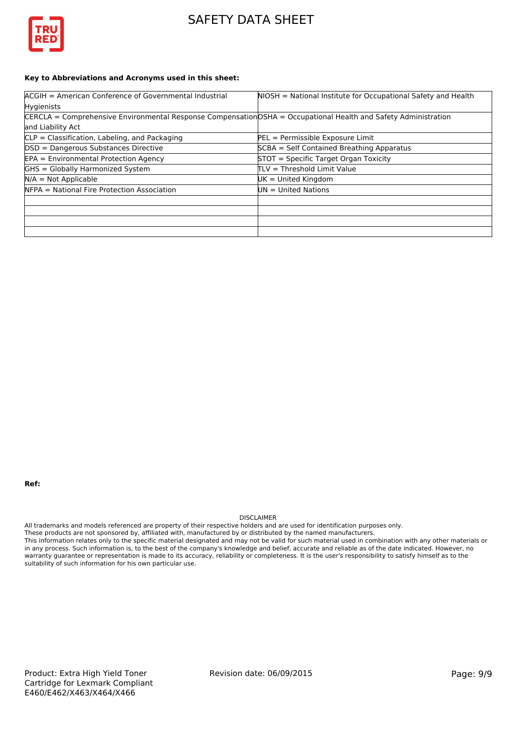**Key to Abbreviations and Acronyms used in this sheet:**

| | |
|---|---|
| ACGIH = American Conference of Governmental Industrial Hygienists | NIOSH = National Institute for Occupational Safety and Health |
| CERCLA = Comprehensive Environmental Response Compensation and Liability Act | OSHA = Occupational Health and Safety Administration |
| CLP = Classification, Labeling, and Packaging | PEL = Permissible Exposure Limit |
| DSD = Dangerous Substances Directive | SCBA = Self Contained Breathing Apparatus |
| EPA = Environmental Protection Agency | STOT = Specific Target Organ Toxicity |
| GHS = Globally Harmonized System | TLV = Threshold Limit Value |
| N/A = Not Applicable | UK = United Kingdom |
| NFPA = National Fire Protection Association | UN = United Nations |
| | |
| | |
| | |
| | |

**Ref:**

DISCLAIMER

All trademarks and models referenced are property of their respective holders and are used for identification purposes only.
These products are not sponsored by, affiliated with, manufactured by or distributed by the named manufacturers.
This information relates only to the specific material designated and may not be valid for such material used in combination with any other materials or in any process. Such information is, to the best of the company's knowledge and belief, accurate and reliable as of the date indicated. However, no warranty guarantee or representation is made to its accuracy, reliability or completeness. It is the user's responsibility to satisfy himself as to the suitability of such information for his own particular use.